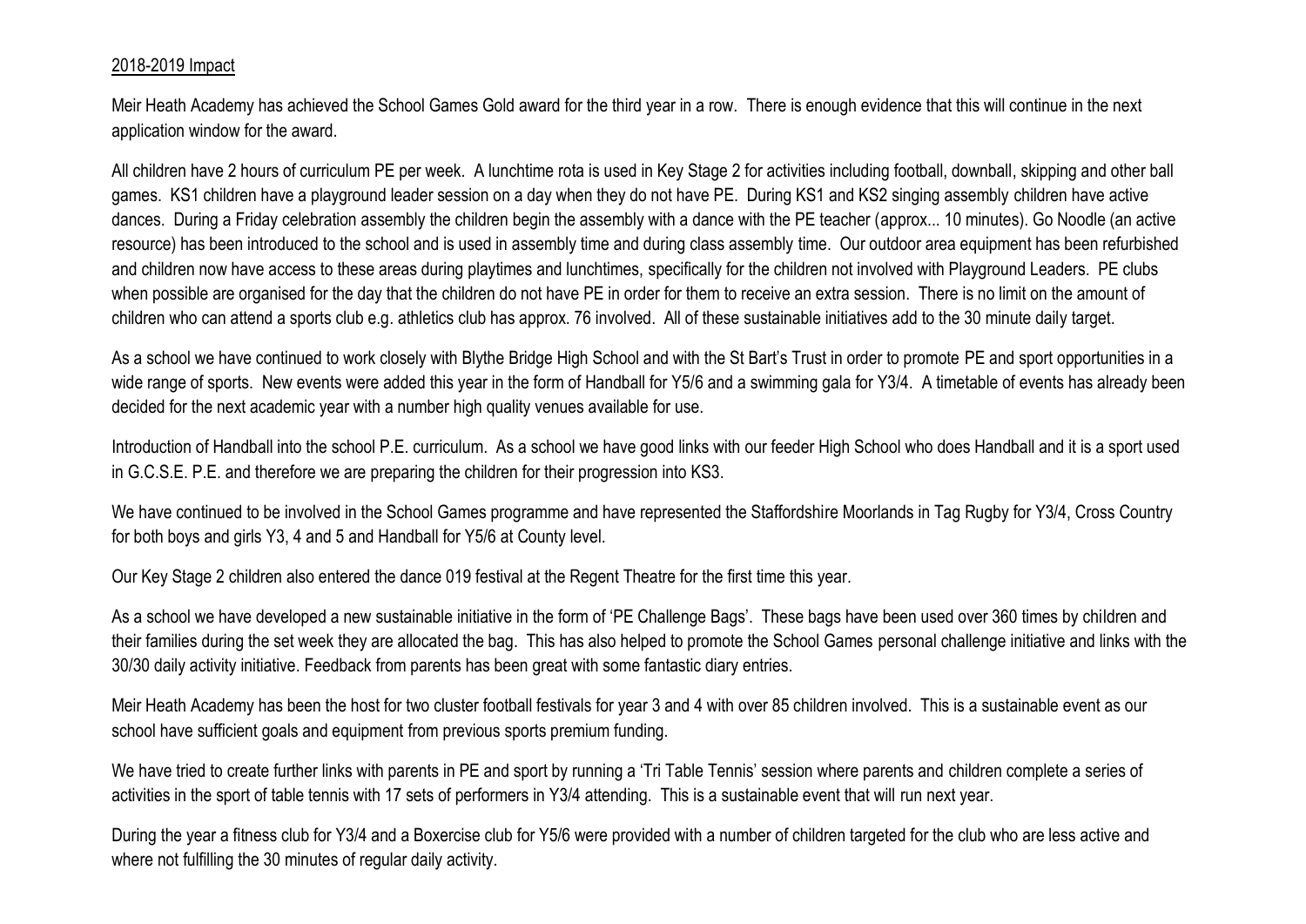2018-2019 Impact

Meir Heath Academy has achieved the School Games Gold award for the third year in a row. There is enough evidence that this will continue in the next application window for the award.

All children have 2 hours of curriculum PE per week. A lunchtime rota is used in Key Stage 2 for activities including football, downball, skipping and other ball games. KS1 children have a playground leader session on a day when they do not have PE. During KS1 and KS2 singing assembly children have active dances. During a Friday celebration assembly the children begin the assembly with a dance with the PE teacher (approx... 10 minutes). Go Noodle (an active resource) has been introduced to the school and is used in assembly time and during class assembly time. Our outdoor area equipment has been refurbished and children now have access to these areas during playtimes and lunchtimes, specifically for the children not involved with Playground Leaders. PE clubs when possible are organised for the day that the children do not have PE in order for them to receive an extra session. There is no limit on the amount of children who can attend a sports club e.g. athletics club has approx. 76 involved. All of these sustainable initiatives add to the 30 minute daily target.

As a school we have continued to work closely with Blythe Bridge High School and with the St Bart's Trust in order to promote PE and sport opportunities in a wide range of sports. New events were added this year in the form of Handball for Y5/6 and a swimming gala for Y3/4. A timetable of events has already been decided for the next academic year with a number high quality venues available for use.

Introduction of Handball into the school P.E. curriculum. As a school we have good links with our feeder High School who does Handball and it is a sport used in G.C.S.E. P.E. and therefore we are preparing the children for their progression into KS3.

We have continued to be involved in the School Games programme and have represented the Staffordshire Moorlands in Tag Rugby for Y3/4, Cross Country for both boys and girls Y3, 4 and 5 and Handball for Y5/6 at County level.

Our Key Stage 2 children also entered the dance 019 festival at the Regent Theatre for the first time this year.

As a school we have developed a new sustainable initiative in the form of 'PE Challenge Bags'. These bags have been used over 360 times by children and their families during the set week they are allocated the bag. This has also helped to promote the School Games personal challenge initiative and links with the 30/30 daily activity initiative. Feedback from parents has been great with some fantastic diary entries.

Meir Heath Academy has been the host for two cluster football festivals for year 3 and 4 with over 85 children involved. This is a sustainable event as our school have sufficient goals and equipment from previous sports premium funding.

We have tried to create further links with parents in PE and sport by running a 'Tri Table Tennis' session where parents and children complete a series of activities in the sport of table tennis with 17 sets of performers in Y3/4 attending. This is a sustainable event that will run next year.

During the year a fitness club for Y3/4 and a Boxercise club for Y5/6 were provided with a number of children targeted for the club who are less active and where not fulfilling the 30 minutes of regular daily activity.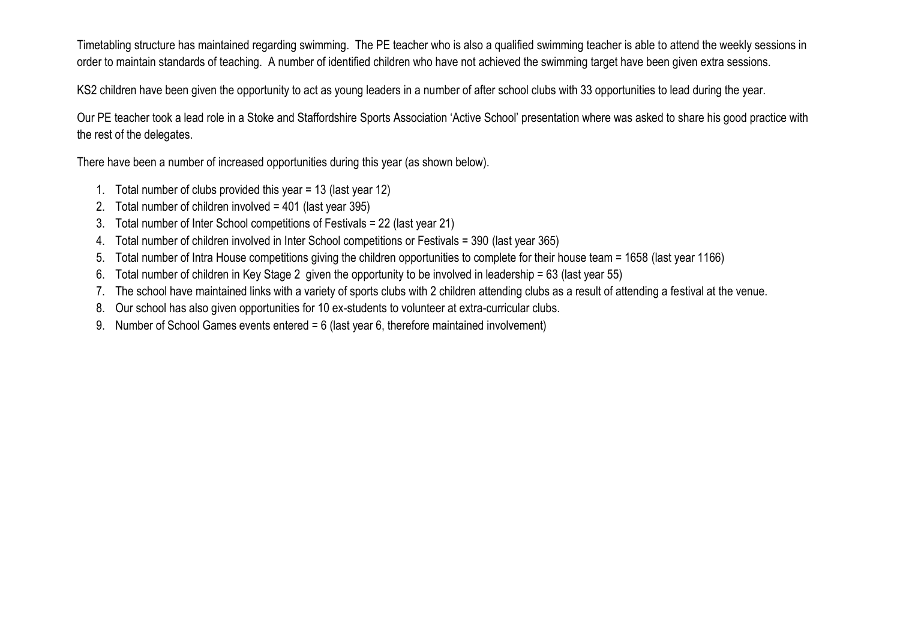Timetabling structure has maintained regarding swimming. The PE teacher who is also a qualified swimming teacher is able to attend the weekly sessions in order to maintain standards of teaching. A number of identified children who have not achieved the swimming target have been given extra sessions.

KS2 children have been given the opportunity to act as young leaders in a number of after school clubs with 33 opportunities to lead during the year.

Our PE teacher took a lead role in a Stoke and Staffordshire Sports Association 'Active School' presentation where was asked to share his good practice with the rest of the delegates.

There have been a number of increased opportunities during this year (as shown below).

1. Total number of clubs provided this year = 13 (last year 12)
2. Total number of children involved = 401 (last year 395)
3. Total number of Inter School competitions of Festivals = 22 (last year 21)
4. Total number of children involved in Inter School competitions or Festivals = 390 (last year 365)
5. Total number of Intra House competitions giving the children opportunities to complete for their house team = 1658 (last year 1166)
6. Total number of children in Key Stage 2 given the opportunity to be involved in leadership = 63 (last year 55)
7. The school have maintained links with a variety of sports clubs with 2 children attending clubs as a result of attending a festival at the venue.
8. Our school has also given opportunities for 10 ex-students to volunteer at extra-curricular clubs.
9. Number of School Games events entered = 6 (last year 6, therefore maintained involvement)